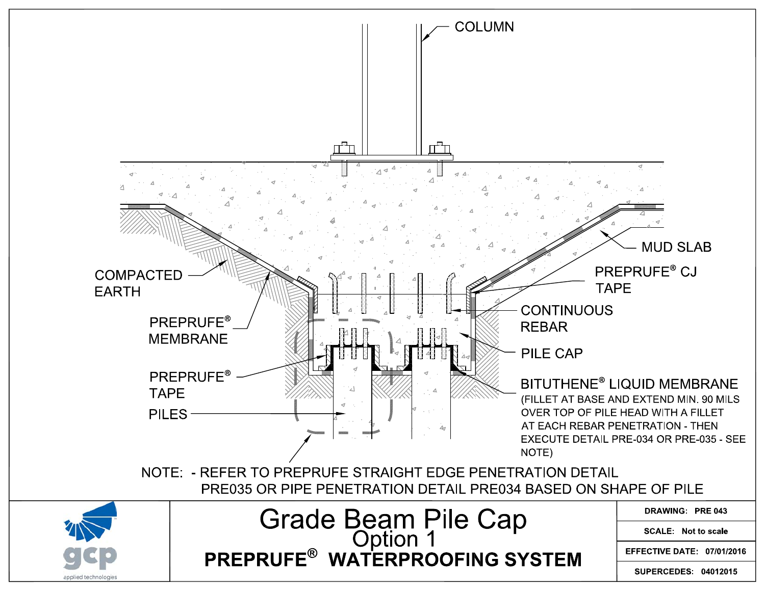COLUMN

MUD SLAB

COMPACTED EARTH

PREPRUFE® CJ TAPE

PREPRUFE® MEMBRANE

CONTINUOUS REBAR

PILE CAP

PREPRUFE® TAPE

BITUTHENE® LIQUID MEMBRANE (FILLET AT BASE AND EXTEND MIN. 90 MILS OVER TOP OF PILE HEAD WITH A FILLET AT EACH REBAR PENETRATION - THEN EXECUTE DETAIL PRE-034 OR PRE-035 - SEE NOTE)

PILES

NOTE: - REFER TO PREPRUFE STRAIGHT EDGE PENETRATION DETAIL PRE035 OR PIPE PENETRATION DETAIL PRE034 BASED ON SHAPE OF PILE

gcp applied technologies

# Grade Beam Pile Cap

## Option 1

**PREPRUFE® WATERPROOFING SYSTEM**

| | |
|---|---|
| **DRAWING:** | **PRE 043** |
| **SCALE:** | **Not to scale** |
| **EFFECTIVE DATE:** | **07/01/2016** |
| **SUPERCEDES:** | **04012015** |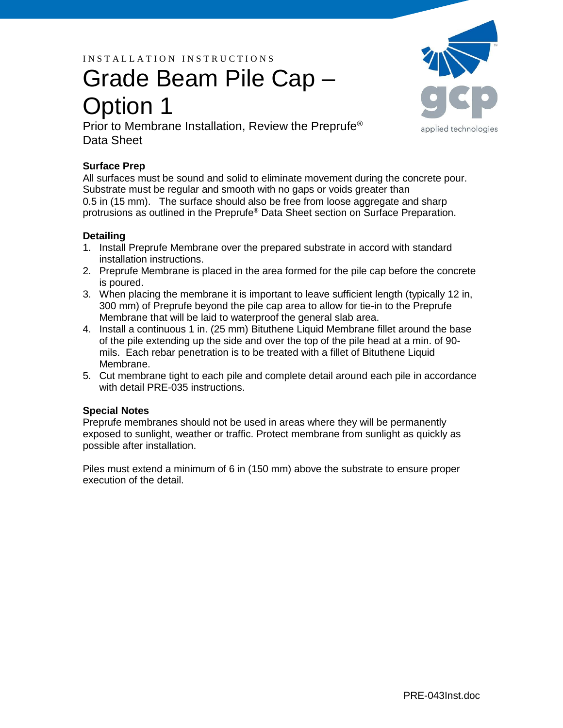INSTALLATION INSTRUCTIONS

# Grade Beam Pile Cap – Option 1

Prior to Membrane Installation, Review the Preprufe® Data Sheet

### Surface Prep

All surfaces must be sound and solid to eliminate movement during the concrete pour. Substrate must be regular and smooth with no gaps or voids greater than 0.5 in (15 mm). The surface should also be free from loose aggregate and sharp protrusions as outlined in the Preprufe® Data Sheet section on Surface Preparation.

### Detailing

1. Install Preprufe Membrane over the prepared substrate in accord with standard installation instructions.
2. Preprufe Membrane is placed in the area formed for the pile cap before the concrete is poured.
3. When placing the membrane it is important to leave sufficient length (typically 12 in, 300 mm) of Preprufe beyond the pile cap area to allow for tie-in to the Preprufe Membrane that will be laid to waterproof the general slab area.
4. Install a continuous 1 in. (25 mm) Bituthene Liquid Membrane fillet around the base of the pile extending up the side and over the top of the pile head at a min. of 90-mils. Each rebar penetration is to be treated with a fillet of Bituthene Liquid Membrane.
5. Cut membrane tight to each pile and complete detail around each pile in accordance with detail PRE-035 instructions.

### Special Notes

Preprufe membranes should not be used in areas where they will be permanently exposed to sunlight, weather or traffic. Protect membrane from sunlight as quickly as possible after installation.

Piles must extend a minimum of 6 in (150 mm) above the substrate to ensure proper execution of the detail.

PRE-043Inst.doc